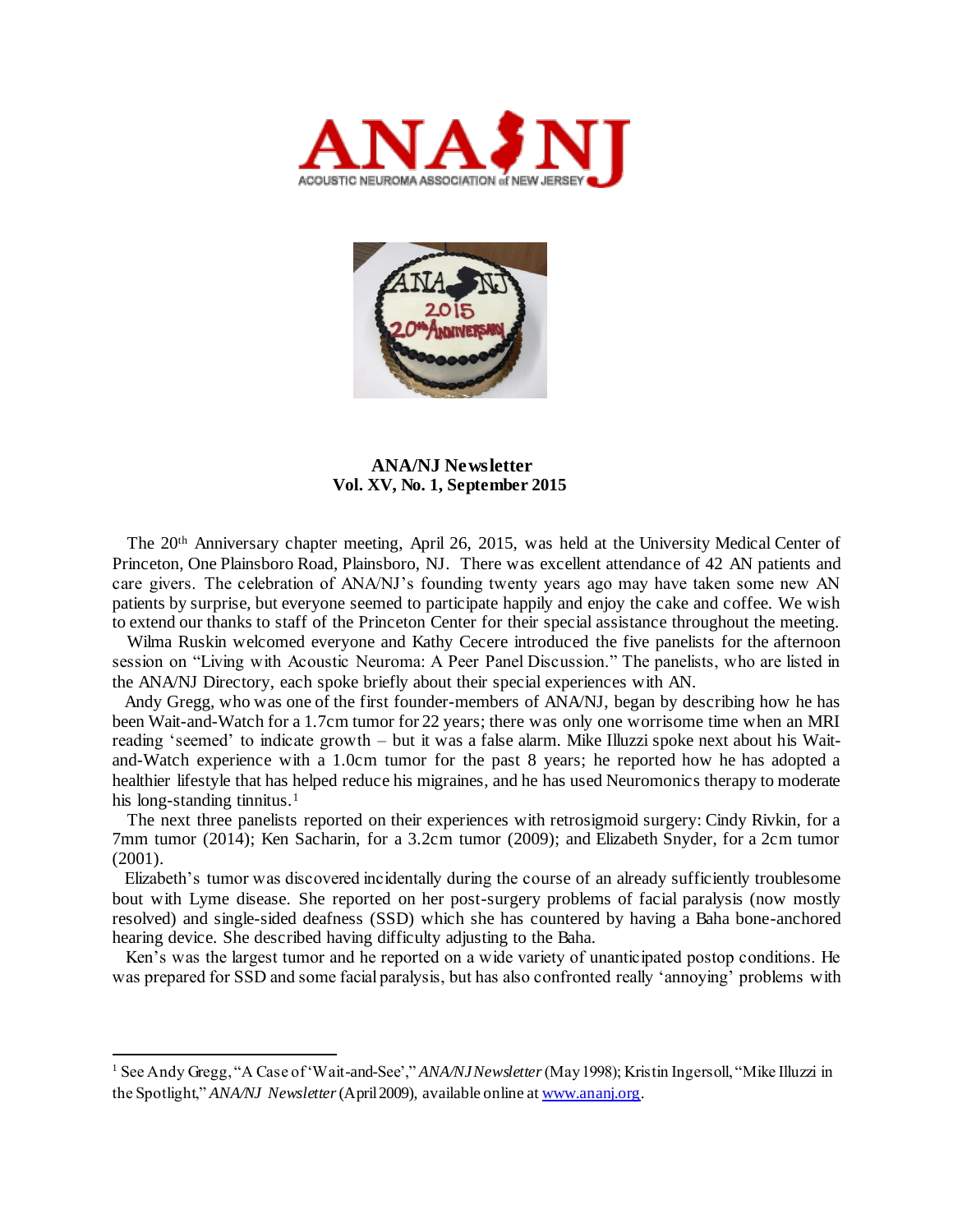# ANA/NJ Newsletter
## Vol. XV, No. 1, September 2015

The 20th Anniversary chapter meeting, April 26, 2015, was held at the University Medical Center of Princeton, One Plainsboro Road, Plainsboro, NJ. There was excellent attendance of 42 AN patients and care givers. The celebration of ANA/NJ's founding twenty years ago may have taken some new AN patients by surprise, but everyone seemed to participate happily and enjoy the cake and coffee. We wish to extend our thanks to staff of the Princeton Center for their special assistance throughout the meeting.

Wilma Ruskin welcomed everyone and Kathy Cecere introduced the five panelists for the afternoon session on "Living with Acoustic Neuroma: A Peer Panel Discussion." The panelists, who are listed in the ANA/NJ Directory, each spoke briefly about their special experiences with AN.

Andy Gregg, who was one of the first founder-members of ANA/NJ, began by describing how he has been Wait-and-Watch for a 1.7cm tumor for 22 years; there was only one worrisome time when an MRI reading 'seemed' to indicate growth – but it was a false alarm. Mike Illuzzi spoke next about his Wait-and-Watch experience with a 1.0cm tumor for the past 8 years; he reported how he has adopted a healthier lifestyle that has helped reduce his migraines, and he has used Neuromonics therapy to moderate his long-standing tinnitus.[1]

The next three panelists reported on their experiences with retrosigmoid surgery: Cindy Rivkin, for a 7mm tumor (2014); Ken Sacharin, for a 3.2cm tumor (2009); and Elizabeth Snyder, for a 2cm tumor (2001).

Elizabeth's tumor was discovered incidentally during the course of an already sufficiently troublesome bout with Lyme disease. She reported on her post-surgery problems of facial paralysis (now mostly resolved) and single-sided deafness (SSD) which she has countered by having a Baha bone-anchored hearing device. She described having difficulty adjusting to the Baha.

Ken's was the largest tumor and he reported on a wide variety of unanticipated postop conditions. He was prepared for SSD and some facial paralysis, but has also confronted really 'annoying' problems with

---

[1] See Andy Gregg, "A Case of 'Wait-and-See'," *ANA/NJ Newsletter* (May 1998); Kristin Ingersoll, "Mike Illuzzi in the Spotlight," *ANA/NJ Newsletter* (April 2009), available online at www.ananj.org.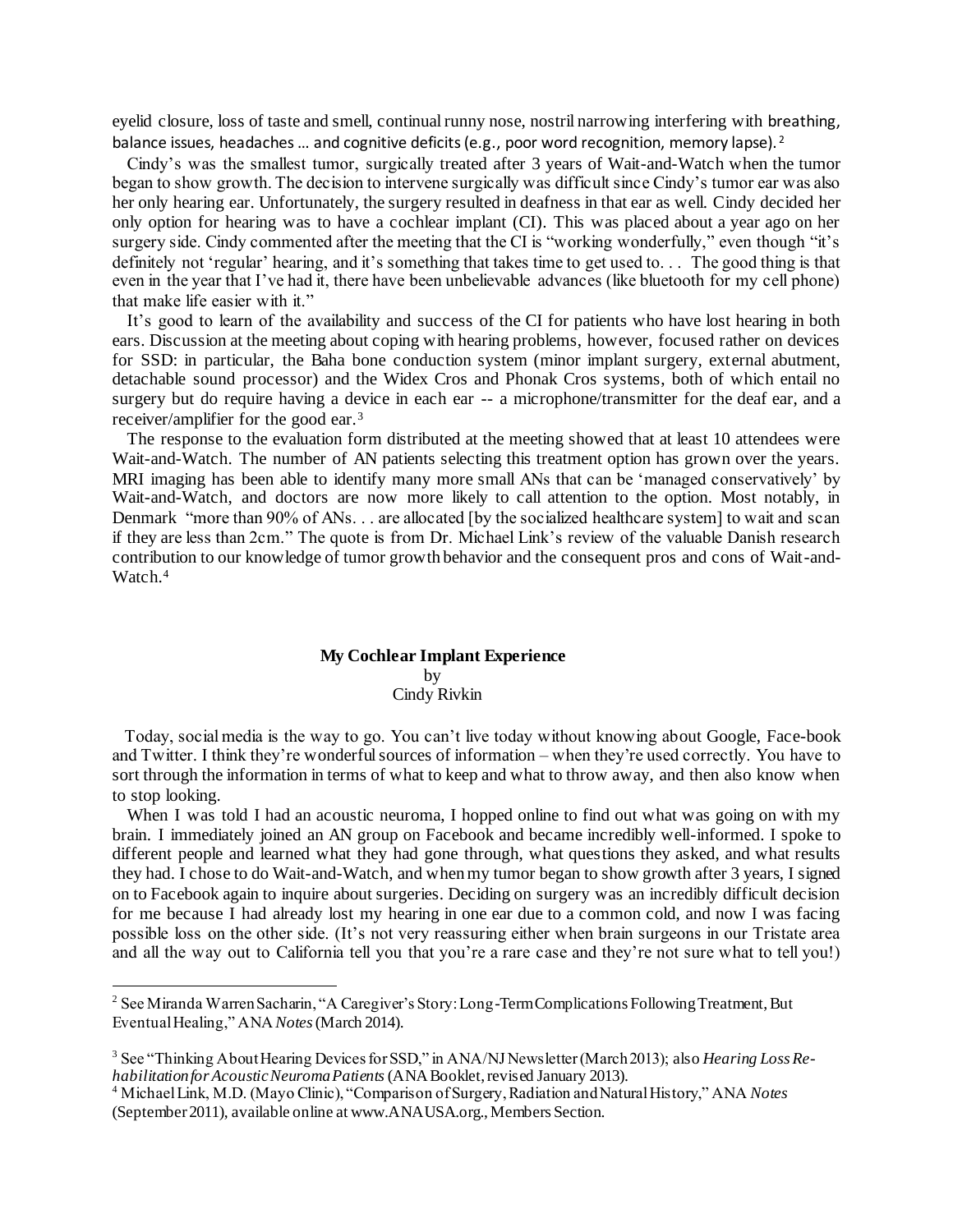eyelid closure, loss of taste and smell, continual runny nose, nostril narrowing interfering with breathing, balance issues, headaches … and cognitive deficits (e.g., poor word recognition, memory lapse).[2]

Cindy's was the smallest tumor, surgically treated after 3 years of Wait-and-Watch when the tumor began to show growth. The decision to intervene surgically was difficult since Cindy's tumor ear was also her only hearing ear. Unfortunately, the surgery resulted in deafness in that ear as well. Cindy decided her only option for hearing was to have a cochlear implant (CI). This was placed about a year ago on her surgery side. Cindy commented after the meeting that the CI is "working wonderfully," even though "it's definitely not 'regular' hearing, and it's something that takes time to get used to. . . The good thing is that even in the year that I've had it, there have been unbelievable advances (like bluetooth for my cell phone) that make life easier with it."

It's good to learn of the availability and success of the CI for patients who have lost hearing in both ears. Discussion at the meeting about coping with hearing problems, however, focused rather on devices for SSD: in particular, the Baha bone conduction system (minor implant surgery, external abutment, detachable sound processor) and the Widex Cros and Phonak Cros systems, both of which entail no surgery but do require having a device in each ear -- a microphone/transmitter for the deaf ear, and a receiver/amplifier for the good ear.[3]

The response to the evaluation form distributed at the meeting showed that at least 10 attendees were Wait-and-Watch. The number of AN patients selecting this treatment option has grown over the years. MRI imaging has been able to identify many more small ANs that can be 'managed conservatively' by Wait-and-Watch, and doctors are now more likely to call attention to the option. Most notably, in Denmark "more than 90% of ANs. . . are allocated [by the socialized healthcare system] to wait and scan if they are less than 2cm." The quote is from Dr. Michael Link's review of the valuable Danish research contribution to our knowledge of tumor growth behavior and the consequent pros and cons of Wait-and-Watch.[4]

## My Cochlear Implant Experience

by
Cindy Rivkin

Today, social media is the way to go. You can't live today without knowing about Google, Face-book and Twitter. I think they're wonderful sources of information – when they're used correctly. You have to sort through the information in terms of what to keep and what to throw away, and then also know when to stop looking.

When I was told I had an acoustic neuroma, I hopped online to find out what was going on with my brain. I immediately joined an AN group on Facebook and became incredibly well-informed. I spoke to different people and learned what they had gone through, what questions they asked, and what results they had. I chose to do Wait-and-Watch, and when my tumor began to show growth after 3 years, I signed on to Facebook again to inquire about surgeries. Deciding on surgery was an incredibly difficult decision for me because I had already lost my hearing in one ear due to a common cold, and now I was facing possible loss on the other side. (It's not very reassuring either when brain surgeons in our Tristate area and all the way out to California tell you that you're a rare case and they're not sure what to tell you!)

---

[2] See Miranda Warren Sacharin, "A Caregiver's Story: Long-Term Complications Following Treatment, But Eventual Healing," ANA *Notes* (March 2014).

[3] See "Thinking About Hearing Devices for SSD," in ANA/NJ Newsletter (March 2013); also *Hearing Loss Rehabilitation for Acoustic Neuroma Patients* (ANA Booklet, revised January 2013).

[4] Michael Link, M.D. (Mayo Clinic), "Comparison of Surgery, Radiation and Natural History," ANA *Notes* (September 2011), available online at www.ANAUSA.org., Members Section.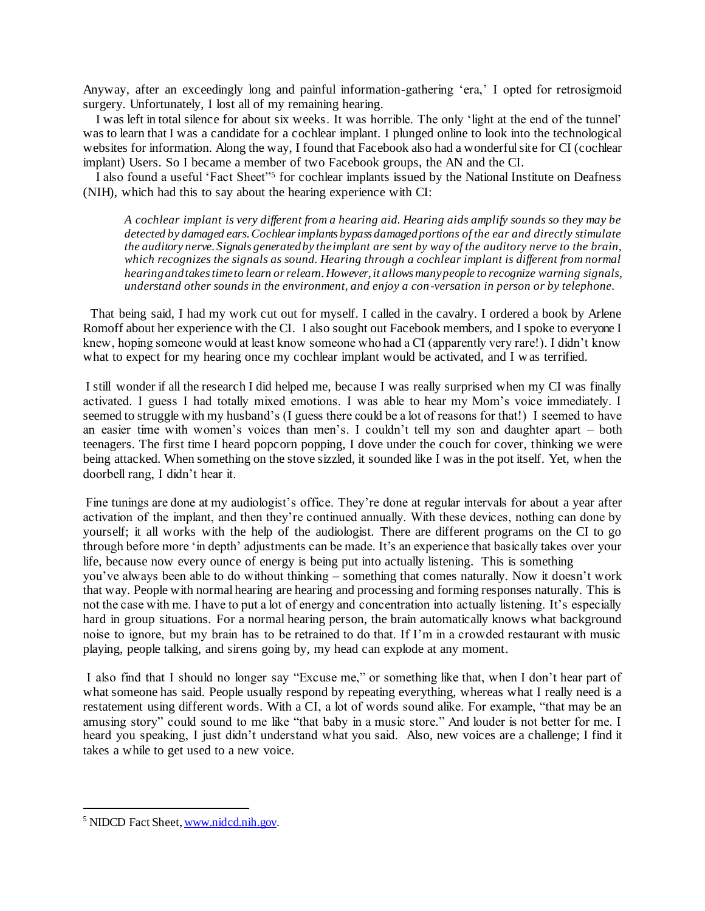Anyway, after an exceedingly long and painful information-gathering 'era,' I opted for retrosigmoid surgery. Unfortunately, I lost all of my remaining hearing.

I was left in total silence for about six weeks. It was horrible. The only 'light at the end of the tunnel' was to learn that I was a candidate for a cochlear implant. I plunged online to look into the technological websites for information. Along the way, I found that Facebook also had a wonderful site for CI (cochlear implant) Users. So I became a member of two Facebook groups, the AN and the CI.

I also found a useful 'Fact Sheet'[5] for cochlear implants issued by the National Institute on Deafness (NIH), which had this to say about the hearing experience with CI:

> *A cochlear implant is very different from a hearing aid. Hearing aids amplify sounds so they may be detected by damaged ears. Cochlear implants bypass damaged portions of the ear and directly stimulate the auditory nerve. Signals generated by the implant are sent by way of the auditory nerve to the brain, which recognizes the signals as sound. Hearing through a cochlear implant is different from normal hearing and takes time to learn or relearn. However, it allows many people to recognize warning signals, understand other sounds in the environment, and enjoy a con-versation in person or by telephone.*

That being said, I had my work cut out for myself. I called in the cavalry. I ordered a book by Arlene Romoff about her experience with the CI. I also sought out Facebook members, and I spoke to everyone I knew, hoping someone would at least know someone who had a CI (apparently very rare!). I didn't know what to expect for my hearing once my cochlear implant would be activated, and I was terrified.

I still wonder if all the research I did helped me, because I was really surprised when my CI was finally activated. I guess I had totally mixed emotions. I was able to hear my Mom's voice immediately. I seemed to struggle with my husband's (I guess there could be a lot of reasons for that!) I seemed to have an easier time with women's voices than men's. I couldn't tell my son and daughter apart – both teenagers. The first time I heard popcorn popping, I dove under the couch for cover, thinking we were being attacked. When something on the stove sizzled, it sounded like I was in the pot itself. Yet, when the doorbell rang, I didn't hear it.

Fine tunings are done at my audiologist's office. They're done at regular intervals for about a year after activation of the implant, and then they're continued annually. With these devices, nothing can done by yourself; it all works with the help of the audiologist. There are different programs on the CI to go through before more 'in depth' adjustments can be made. It's an experience that basically takes over your life, because now every ounce of energy is being put into actually listening. This is something you've always been able to do without thinking – something that comes naturally. Now it doesn't work that way. People with normal hearing are hearing and processing and forming responses naturally. This is not the case with me. I have to put a lot of energy and concentration into actually listening. It's especially hard in group situations. For a normal hearing person, the brain automatically knows what background noise to ignore, but my brain has to be retrained to do that. If I'm in a crowded restaurant with music playing, people talking, and sirens going by, my head can explode at any moment.

I also find that I should no longer say "Excuse me," or something like that, when I don't hear part of what someone has said. People usually respond by repeating everything, whereas what I really need is a restatement using different words. With a CI, a lot of words sound alike. For example, "that may be an amusing story" could sound to me like "that baby in a music store." And louder is not better for me. I heard you speaking, I just didn't understand what you said. Also, new voices are a challenge; I find it takes a while to get used to a new voice.

---

[5] NIDCD Fact Sheet, www.nidcd.nih.gov.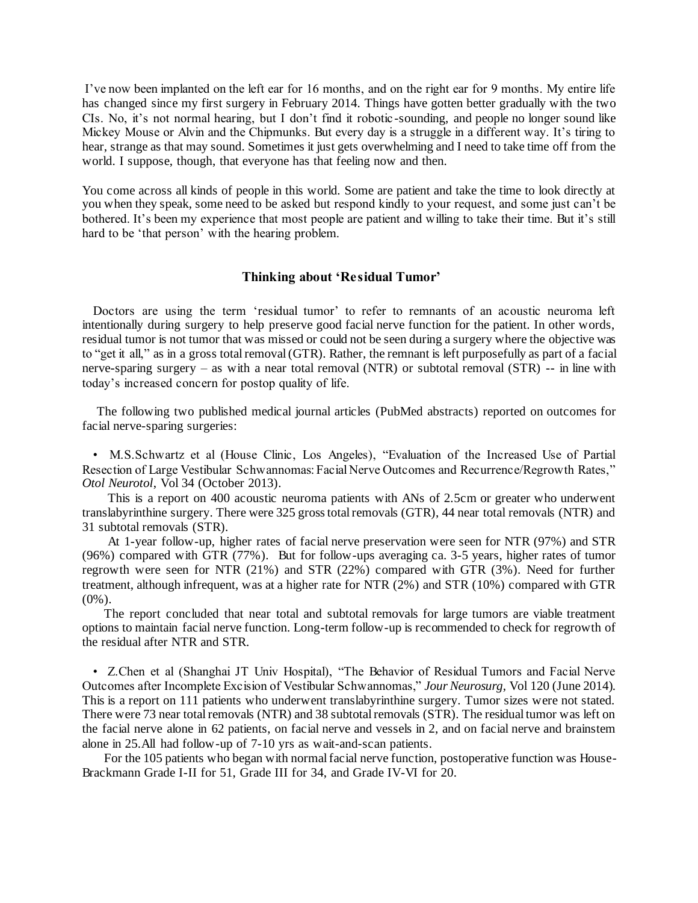I've now been implanted on the left ear for 16 months, and on the right ear for 9 months. My entire life has changed since my first surgery in February 2014. Things have gotten better gradually with the two CIs. No, it's not normal hearing, but I don't find it robotic-sounding, and people no longer sound like Mickey Mouse or Alvin and the Chipmunks. But every day is a struggle in a different way. It's tiring to hear, strange as that may sound. Sometimes it just gets overwhelming and I need to take time off from the world. I suppose, though, that everyone has that feeling now and then.

You come across all kinds of people in this world. Some are patient and take the time to look directly at you when they speak, some need to be asked but respond kindly to your request, and some just can't be bothered. It's been my experience that most people are patient and willing to take their time. But it's still hard to be 'that person' with the hearing problem.

## Thinking about 'Residual Tumor'

Doctors are using the term 'residual tumor' to refer to remnants of an acoustic neuroma left intentionally during surgery to help preserve good facial nerve function for the patient. In other words, residual tumor is not tumor that was missed or could not be seen during a surgery where the objective was to "get it all," as in a gross total removal (GTR). Rather, the remnant is left purposefully as part of a facial nerve-sparing surgery – as with a near total removal (NTR) or subtotal removal (STR) -- in line with today's increased concern for postop quality of life.

The following two published medical journal articles (PubMed abstracts) reported on outcomes for facial nerve-sparing surgeries:

- M.S.Schwartz et al (House Clinic, Los Angeles), "Evaluation of the Increased Use of Partial Resection of Large Vestibular Schwannomas: Facial Nerve Outcomes and Recurrence/Regrowth Rates," *Otol Neurotol*, Vol 34 (October 2013).

  This is a report on 400 acoustic neuroma patients with ANs of 2.5cm or greater who underwent translabyrinthine surgery. There were 325 gross total removals (GTR), 44 near total removals (NTR) and 31 subtotal removals (STR).

  At 1-year follow-up, higher rates of facial nerve preservation were seen for NTR (97%) and STR (96%) compared with GTR (77%). But for follow-ups averaging ca. 3-5 years, higher rates of tumor regrowth were seen for NTR (21%) and STR (22%) compared with GTR (3%). Need for further treatment, although infrequent, was at a higher rate for NTR (2%) and STR (10%) compared with GTR (0%).

  The report concluded that near total and subtotal removals for large tumors are viable treatment options to maintain facial nerve function. Long-term follow-up is recommended to check for regrowth of the residual after NTR and STR.

- Z.Chen et al (Shanghai JT Univ Hospital), "The Behavior of Residual Tumors and Facial Nerve Outcomes after Incomplete Excision of Vestibular Schwannomas," *Jour Neurosurg*, Vol 120 (June 2014). This is a report on 111 patients who underwent translabyrinthine surgery. Tumor sizes were not stated. There were 73 near total removals (NTR) and 38 subtotal removals (STR). The residual tumor was left on the facial nerve alone in 62 patients, on facial nerve and vessels in 2, and on facial nerve and brainstem alone in 25. All had follow-up of 7-10 yrs as wait-and-scan patients.

  For the 105 patients who began with normal facial nerve function, postoperative function was House-Brackmann Grade I-II for 51, Grade III for 34, and Grade IV-VI for 20.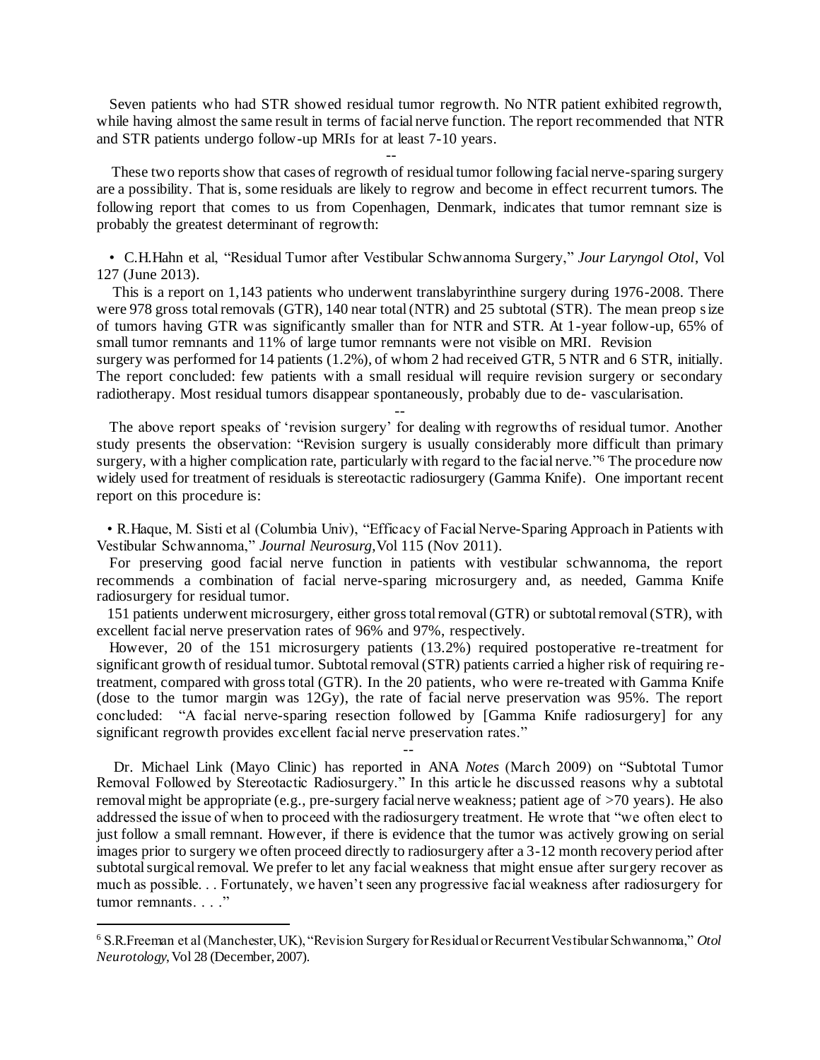Seven patients who had STR showed residual tumor regrowth. No NTR patient exhibited regrowth, while having almost the same result in terms of facial nerve function. The report recommended that NTR and STR patients undergo follow-up MRIs for at least 7-10 years.

--

These two reports show that cases of regrowth of residual tumor following facial nerve-sparing surgery are a possibility. That is, some residuals are likely to regrow and become in effect recurrent tumors. The following report that comes to us from Copenhagen, Denmark, indicates that tumor remnant size is probably the greatest determinant of regrowth:

- C.H.Hahn et al, "Residual Tumor after Vestibular Schwannoma Surgery," *Jour Laryngol Otol*, Vol 127 (June 2013).

This is a report on 1,143 patients who underwent translabyrinthine surgery during 1976-2008. There were 978 gross total removals (GTR), 140 near total (NTR) and 25 subtotal (STR). The mean preop size of tumors having GTR was significantly smaller than for NTR and STR. At 1-year follow-up, 65% of small tumor remnants and 11% of large tumor remnants were not visible on MRI. Revision surgery was performed for 14 patients (1.2%), of whom 2 had received GTR, 5 NTR and 6 STR, initially. The report concluded: few patients with a small residual will require revision surgery or secondary radiotherapy. Most residual tumors disappear spontaneously, probably due to de- vascularisation.

--

The above report speaks of 'revision surgery' for dealing with regrowths of residual tumor. Another study presents the observation: "Revision surgery is usually considerably more difficult than primary surgery, with a higher complication rate, particularly with regard to the facial nerve."[6] The procedure now widely used for treatment of residuals is stereotactic radiosurgery (Gamma Knife). One important recent report on this procedure is:

- R.Haque, M. Sisti et al (Columbia Univ), "Efficacy of Facial Nerve-Sparing Approach in Patients with Vestibular Schwannoma," *Journal Neurosurg*, Vol 115 (Nov 2011).

For preserving good facial nerve function in patients with vestibular schwannoma, the report recommends a combination of facial nerve-sparing microsurgery and, as needed, Gamma Knife radiosurgery for residual tumor.

151 patients underwent microsurgery, either gross total removal (GTR) or subtotal removal (STR), with excellent facial nerve preservation rates of 96% and 97%, respectively.

However, 20 of the 151 microsurgery patients (13.2%) required postoperative re-treatment for significant growth of residual tumor. Subtotal removal (STR) patients carried a higher risk of requiring re-treatment, compared with gross total (GTR). In the 20 patients, who were re-treated with Gamma Knife (dose to the tumor margin was 12Gy), the rate of facial nerve preservation was 95%. The report concluded: "A facial nerve-sparing resection followed by [Gamma Knife radiosurgery] for any significant regrowth provides excellent facial nerve preservation rates."

--

Dr. Michael Link (Mayo Clinic) has reported in ANA *Notes* (March 2009) on "Subtotal Tumor Removal Followed by Stereotactic Radiosurgery." In this article he discussed reasons why a subtotal removal might be appropriate (e.g., pre-surgery facial nerve weakness; patient age of >70 years). He also addressed the issue of when to proceed with the radiosurgery treatment. He wrote that "we often elect to just follow a small remnant. However, if there is evidence that the tumor was actively growing on serial images prior to surgery we often proceed directly to radiosurgery after a 3-12 month recovery period after subtotal surgical removal. We prefer to let any facial weakness that might ensue after surgery recover as much as possible. . . Fortunately, we haven't seen any progressive facial weakness after radiosurgery for tumor remnants. . . ."

[6] S.R.Freeman et al (Manchester, UK), "Revision Surgery for Residual or Recurrent Vestibular Schwannoma," *Otol Neurotology*, Vol 28 (December, 2007).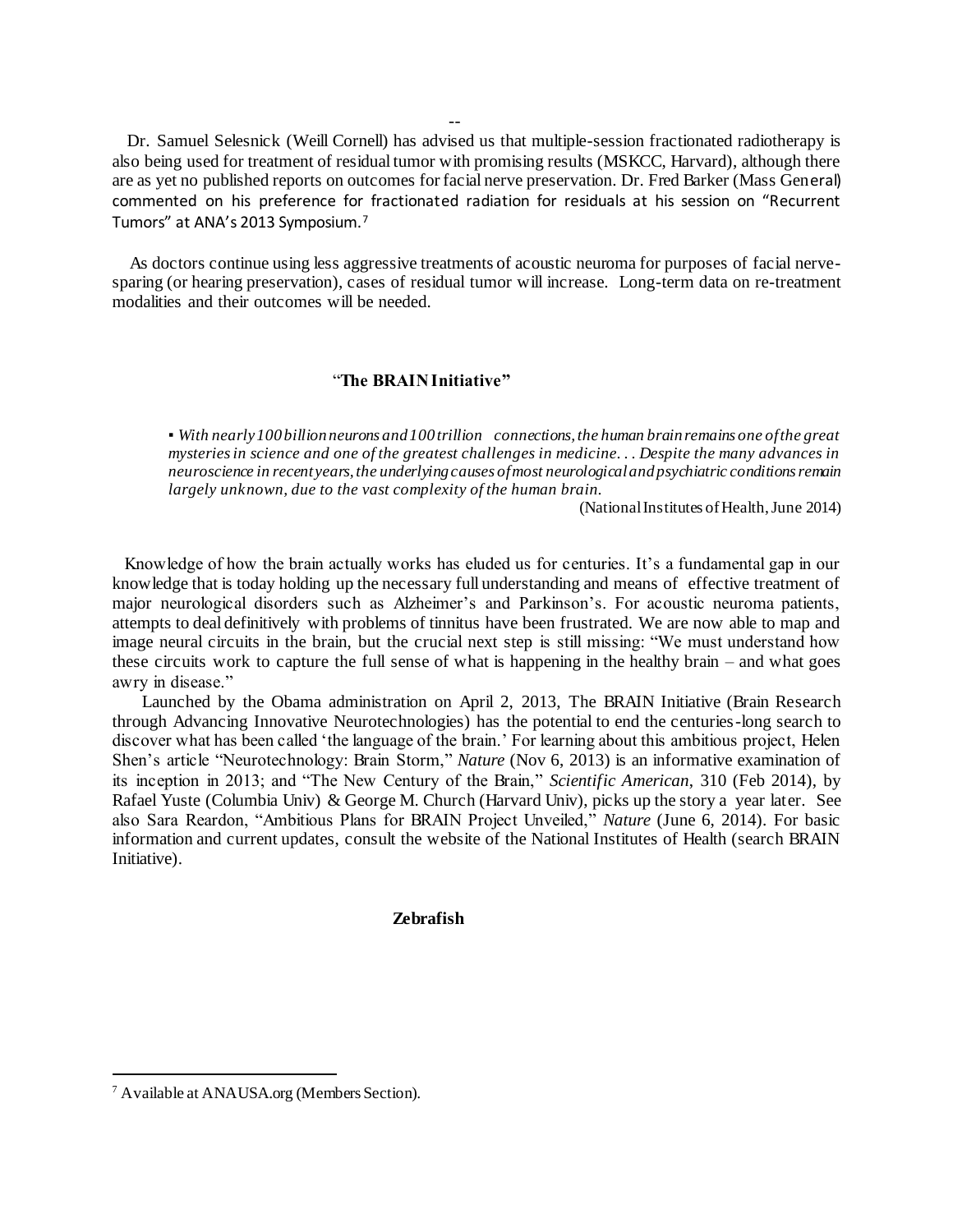Dr. Samuel Selesnick (Weill Cornell) has advised us that multiple-session fractionated radiotherapy is also being used for treatment of residual tumor with promising results (MSKCC, Harvard), although there are as yet no published reports on outcomes for facial nerve preservation. Dr. Fred Barker (Mass General) commented on his preference for fractionated radiation for residuals at his session on "Recurrent Tumors" at ANA's 2013 Symposium.[7]

As doctors continue using less aggressive treatments of acoustic neuroma for purposes of facial nerve-sparing (or hearing preservation), cases of residual tumor will increase. Long-term data on re-treatment modalities and their outcomes will be needed.

## "The BRAIN Initiative"

▪ *With nearly 100 billion neurons and 100 trillion connections, the human brain remains one of the great mysteries in science and one of the greatest challenges in medicine. . . Despite the many advances in neuroscience in recent years, the underlying causes of most neurological and psychiatric conditions remain largely unknown, due to the vast complexity of the human brain.*

(National Institutes of Health, June 2014)

Knowledge of how the brain actually works has eluded us for centuries. It's a fundamental gap in our knowledge that is today holding up the necessary full understanding and means of effective treatment of major neurological disorders such as Alzheimer's and Parkinson's. For acoustic neuroma patients, attempts to deal definitively with problems of tinnitus have been frustrated. We are now able to map and image neural circuits in the brain, but the crucial next step is still missing: "We must understand how these circuits work to capture the full sense of what is happening in the healthy brain – and what goes awry in disease."

Launched by the Obama administration on April 2, 2013, The BRAIN Initiative (Brain Research through Advancing Innovative Neurotechnologies) has the potential to end the centuries-long search to discover what has been called 'the language of the brain.' For learning about this ambitious project, Helen Shen's article "Neurotechnology: Brain Storm," *Nature* (Nov 6, 2013) is an informative examination of its inception in 2013; and "The New Century of the Brain," *Scientific American*, 310 (Feb 2014), by Rafael Yuste (Columbia Univ) & George M. Church (Harvard Univ), picks up the story a year later. See also Sara Reardon, "Ambitious Plans for BRAIN Project Unveiled," *Nature* (June 6, 2014). For basic information and current updates, consult the website of the National Institutes of Health (search BRAIN Initiative).

## Zebrafish

---

[7] Available at ANAUSA.org (Members Section).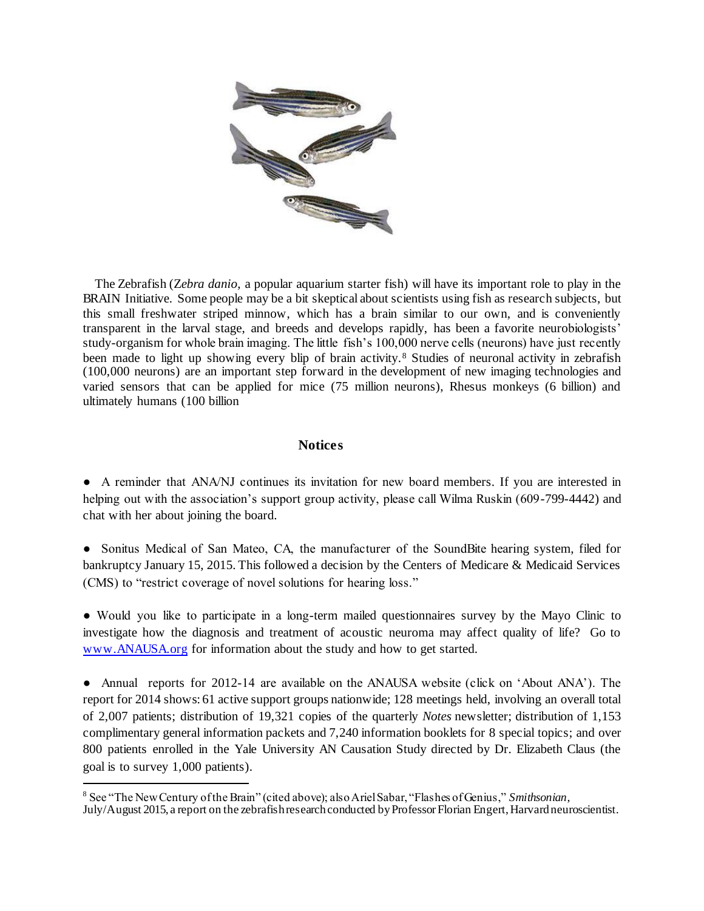The Zebrafish (*Zebra danio*, a popular aquarium starter fish) will have its important role to play in the BRAIN Initiative. Some people may be a bit skeptical about scientists using fish as research subjects, but this small freshwater striped minnow, which has a brain similar to our own, and is conveniently transparent in the larval stage, and breeds and develops rapidly, has been a favorite neurobiologists' study-organism for whole brain imaging. The little fish's 100,000 nerve cells (neurons) have just recently been made to light up showing every blip of brain activity.[8] Studies of neuronal activity in zebrafish (100,000 neurons) are an important step forward in the development of new imaging technologies and varied sensors that can be applied for mice (75 million neurons), Rhesus monkeys (6 billion) and ultimately humans (100 billion

## Notices

- A reminder that ANA/NJ continues its invitation for new board members. If you are interested in helping out with the association's support group activity, please call Wilma Ruskin (609-799-4442) and chat with her about joining the board.

- Sonitus Medical of San Mateo, CA, the manufacturer of the SoundBite hearing system, filed for bankruptcy January 15, 2015. This followed a decision by the Centers of Medicare & Medicaid Services (CMS) to "restrict coverage of novel solutions for hearing loss."

- Would you like to participate in a long-term mailed questionnaires survey by the Mayo Clinic to investigate how the diagnosis and treatment of acoustic neuroma may affect quality of life? Go to www.ANAUSA.org for information about the study and how to get started.

- Annual reports for 2012-14 are available on the ANAUSA website (click on 'About ANA'). The report for 2014 shows: 61 active support groups nationwide; 128 meetings held, involving an overall total of 2,007 patients; distribution of 19,321 copies of the quarterly *Notes* newsletter; distribution of 1,153 complimentary general information packets and 7,240 information booklets for 8 special topics; and over 800 patients enrolled in the Yale University AN Causation Study directed by Dr. Elizabeth Claus (the goal is to survey 1,000 patients).

---

[8] See "The New Century of the Brain" (cited above); also Ariel Sabar, "Flashes of Genius," *Smithsonian*, July/August 2015, a report on the zebrafish research conducted by Professor Florian Engert, Harvard neuroscientist.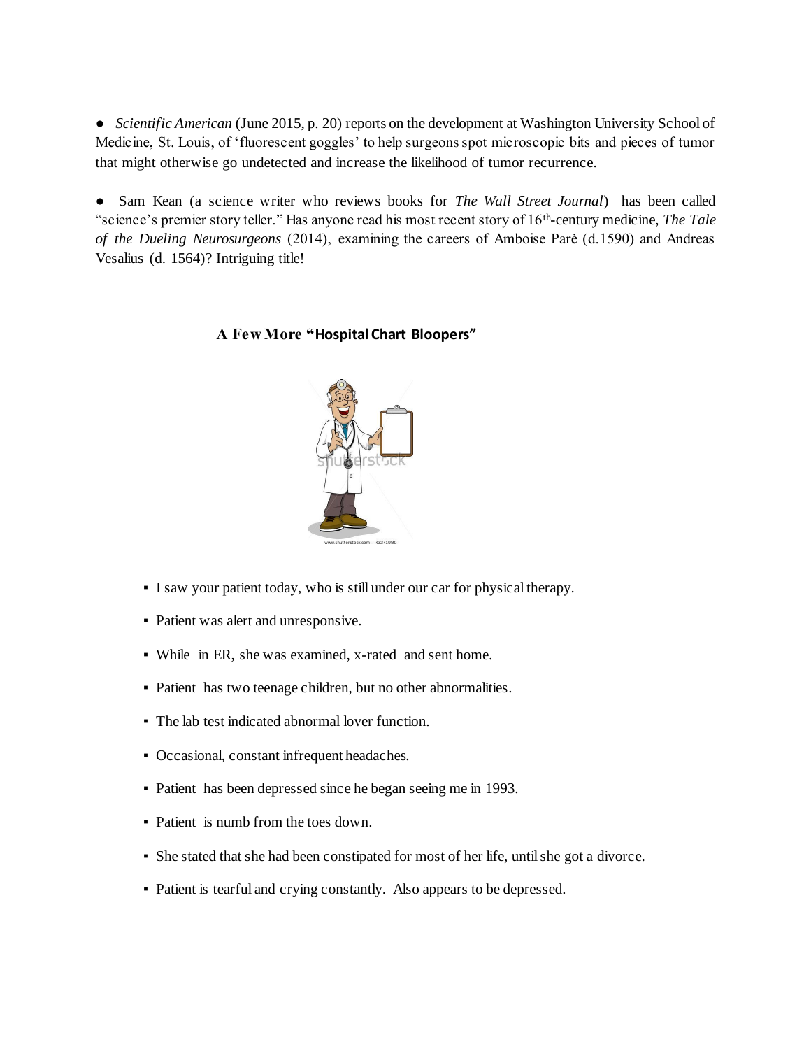● *Scientific American* (June 2015, p. 20) reports on the development at Washington University School of Medicine, St. Louis, of 'fluorescent goggles' to help surgeons spot microscopic bits and pieces of tumor that might otherwise go undetected and increase the likelihood of tumor recurrence.

● Sam Kean (a science writer who reviews books for *The Wall Street Journal*) has been called "science's premier story teller." Has anyone read his most recent story of 16th-century medicine, *The Tale of the Dueling Neurosurgeons* (2014), examining the careers of Amboise Parė (d.1590) and Andreas Vesalius (d. 1564)? Intriguing title!

## A Few More "Hospital Chart Bloopers"

- I saw your patient today, who is still under our car for physical therapy.
- Patient was alert and unresponsive.
- While in ER, she was examined, x-rated and sent home.
- Patient has two teenage children, but no other abnormalities.
- The lab test indicated abnormal lover function.
- Occasional, constant infrequent headaches.
- Patient has been depressed since he began seeing me in 1993.
- Patient is numb from the toes down.
- She stated that she had been constipated for most of her life, until she got a divorce.
- Patient is tearful and crying constantly. Also appears to be depressed.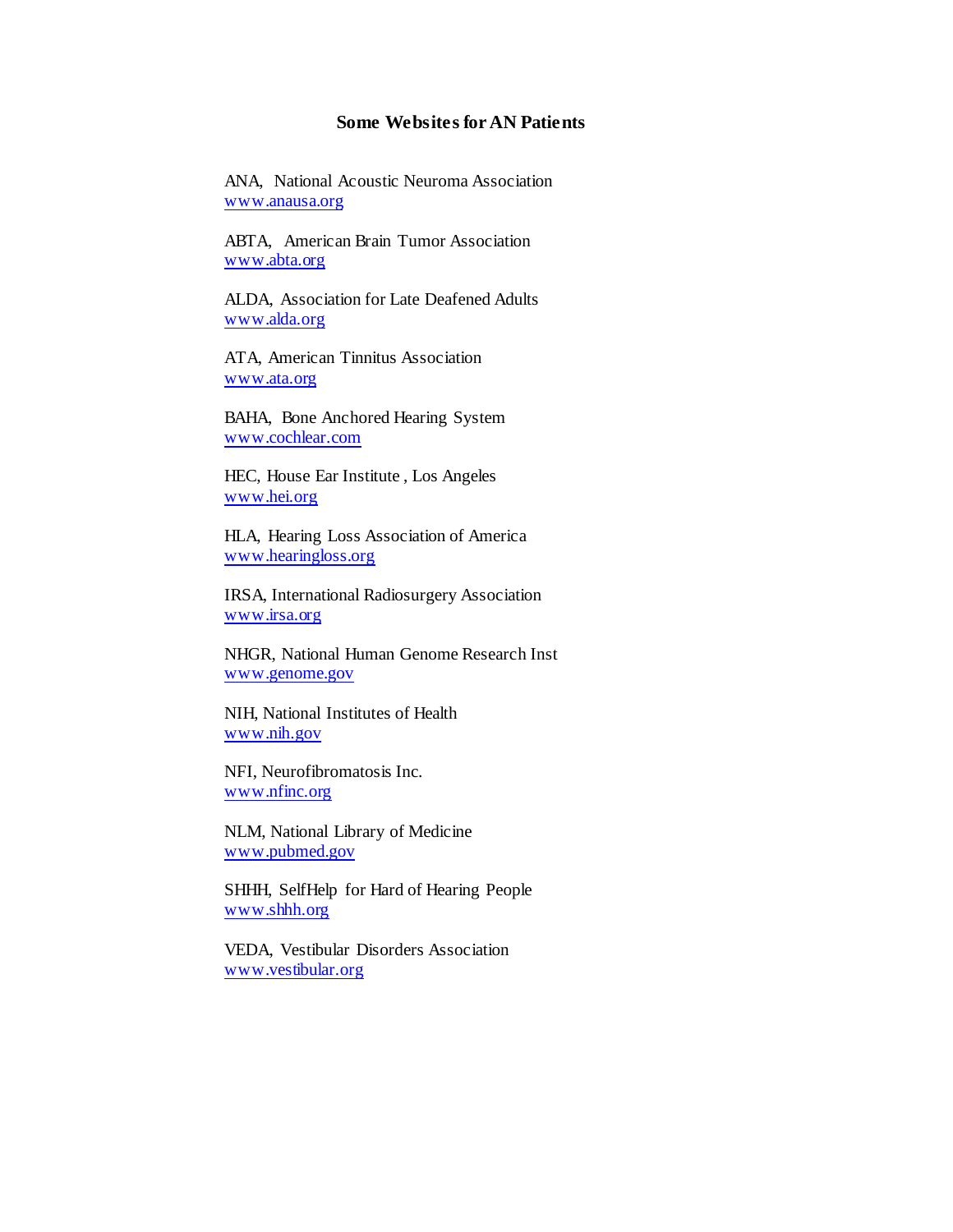# Some Websites for AN Patients

ANA, National Acoustic Neuroma Association
www.anausa.org

ABTA, American Brain Tumor Association
www.abta.org

ALDA, Association for Late Deafened Adults
www.alda.org

ATA, American Tinnitus Association
www.ata.org

BAHA, Bone Anchored Hearing System
www.cochlear.com

HEC, House Ear Institute , Los Angeles
www.hei.org

HLA, Hearing Loss Association of America
www.hearingloss.org

IRSA, International Radiosurgery Association
www.irsa.org

NHGR, National Human Genome Research Inst
www.genome.gov

NIH, National Institutes of Health
www.nih.gov

NFI, Neurofibromatosis Inc.
www.nfinc.org

NLM, National Library of Medicine
www.pubmed.gov

SHHH, SelfHelp for Hard of Hearing People
www.shhh.org

VEDA, Vestibular Disorders Association
www.vestibular.org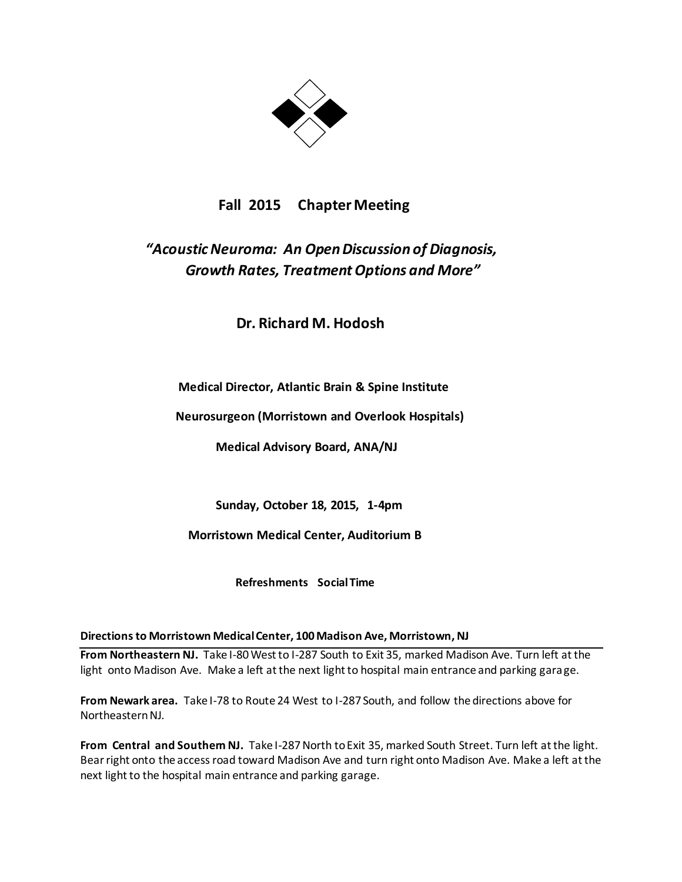## Fall 2015 Chapter Meeting

## *"Acoustic Neuroma: An Open Discussion of Diagnosis, Growth Rates, Treatment Options and More"*

### Dr. Richard M. Hodosh

**Medical Director, Atlantic Brain & Spine Institute**

**Neurosurgeon (Morristown and Overlook Hospitals)**

**Medical Advisory Board, ANA/NJ**

**Sunday, October 18, 2015, 1-4pm**

**Morristown Medical Center, Auditorium B**

**Refreshments Social Time**

**Directions to Morristown Medical Center, 100 Madison Ave, Morristown, NJ**

**From Northeastern NJ.** Take I-80 West to I-287 South to Exit 35, marked Madison Ave. Turn left at the light onto Madison Ave. Make a left at the next light to hospital main entrance and parking garage.

**From Newark area.** Take I-78 to Route 24 West to I-287 South, and follow the directions above for Northeastern NJ.

**From Central and Southern NJ.** Take I-287 North to Exit 35, marked South Street. Turn left at the light. Bear right onto the access road toward Madison Ave and turn right onto Madison Ave. Make a left at the next light to the hospital main entrance and parking garage.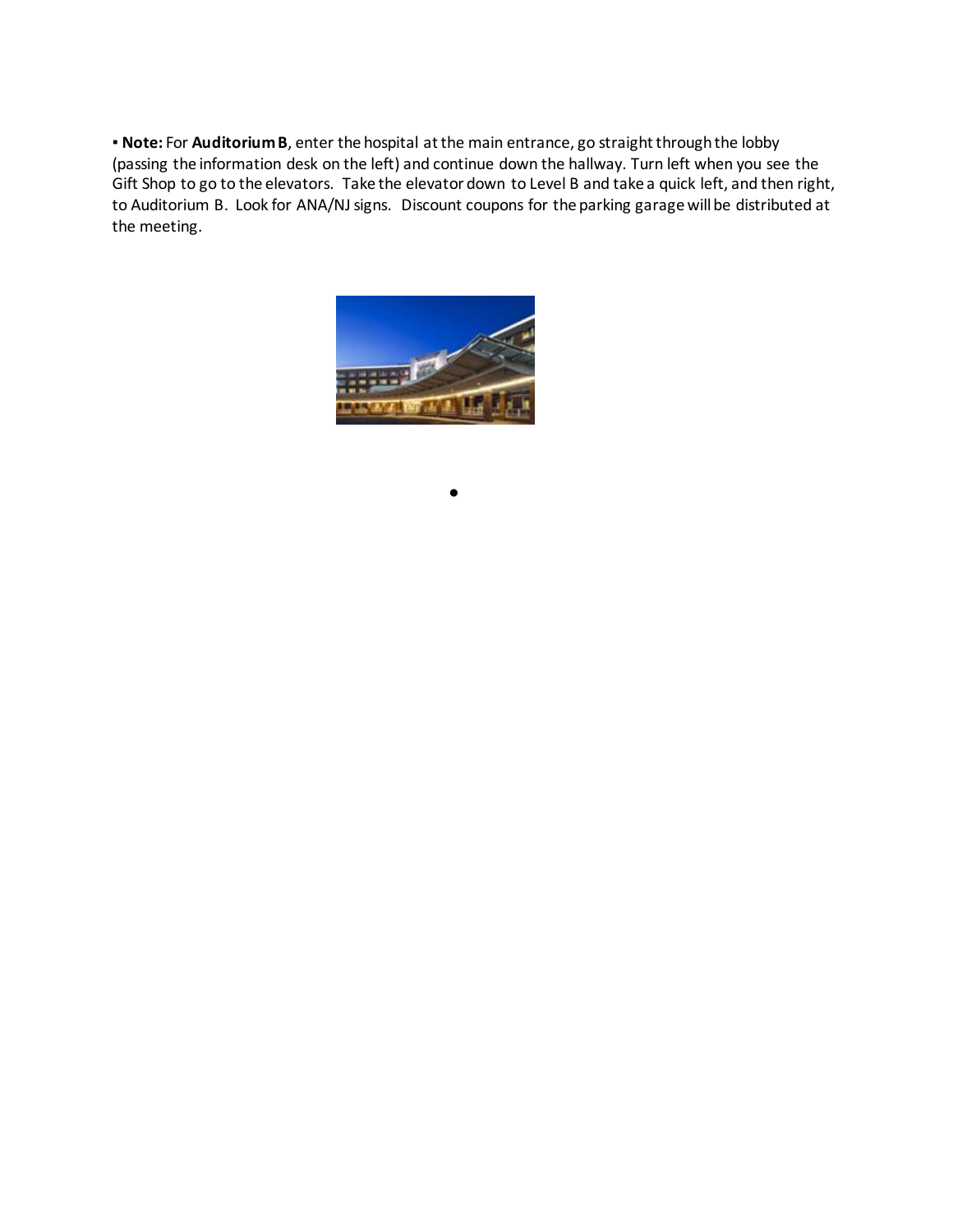▪ **Note:** For **Auditorium B**, enter the hospital at the main entrance, go straight through the lobby (passing the information desk on the left) and continue down the hallway. Turn left when you see the Gift Shop to go to the elevators. Take the elevator down to Level B and take a quick left, and then right, to Auditorium B. Look for ANA/NJ signs. Discount coupons for the parking garage will be distributed at the meeting.

•